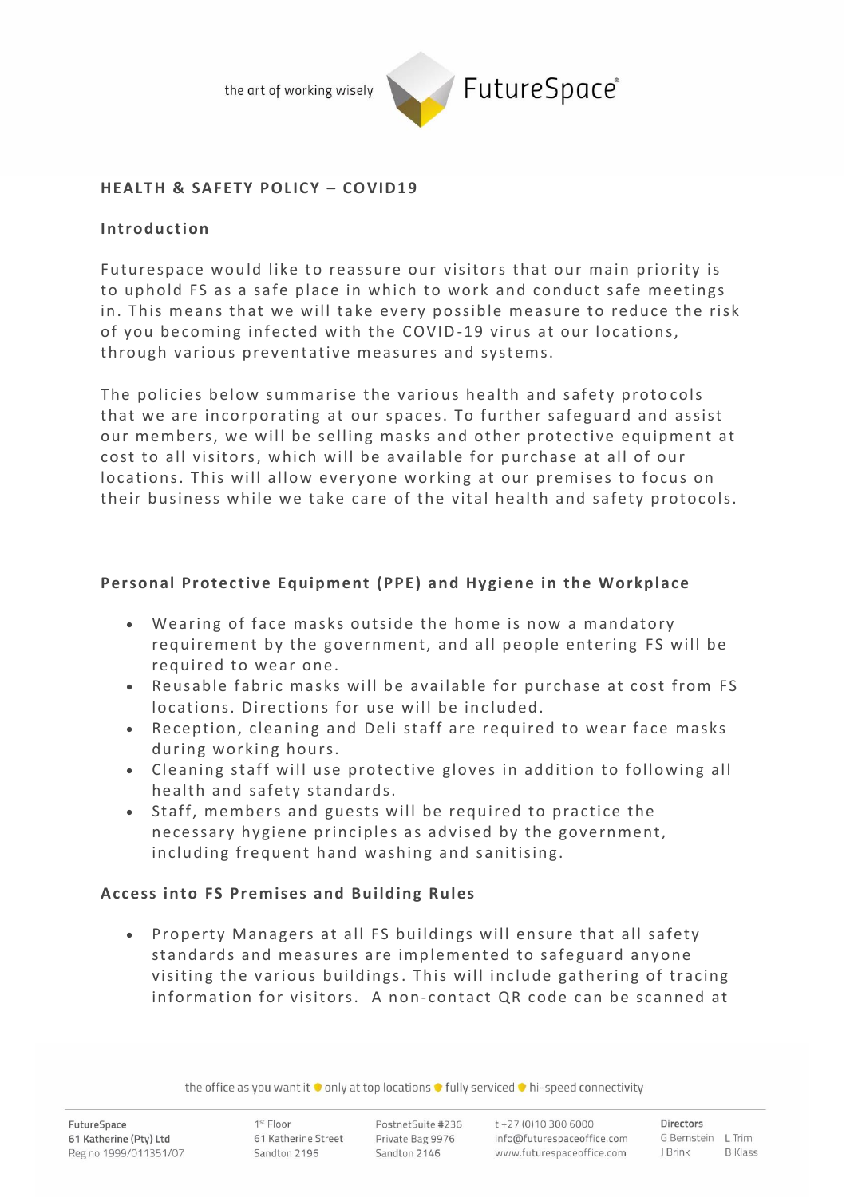# HEALTH & SAFETY POLICY – COVID19

## Introduction

Futurespace would like to reassure our visitors that our main priority is to uphold FS as a safe place in which to work and conduct safe meetings in. This means that we will take every possible measure to reduce the risk of you becoming infected with the COVID-19 virus at our locations, through various preventative measures and systems.

The policies below summarise the various health and safety protocols that we are incorporating at our spaces. To further safeguard and assist our members, we will be selling masks and other protective equipment at cost to all visitors, which will be available for purchase at all of our locations. This will allow everyone working at our premises to focus on their business while we take care of the vital health and safety protocols.

## Personal Protective Equipment (PPE) and Hygiene in the Workplace

- Wearing of face masks outside the home is now a mandatory requirement by the government, and all people entering FS will be required to wear one.
- Reusable fabric masks will be available for purchase at cost from FS locations. Directions for use will be included.
- Reception, cleaning and Deli staff are required to wear face masks during working hours.
- Cleaning staff will use protective gloves in addition to following all health and safety standards.
- Staff, members and guests will be required to practice the necessary hygiene principles as advised by the government, including frequent hand washing and sanitising.

## Access into FS Premises and Building Rules

- Property Managers at all FS buildings will ensure that all safety standards and measures are implemented to safeguard anyone visiting the various buildings. This will include gathering of tracing information for visitors. A non-contact QR code can be scanned at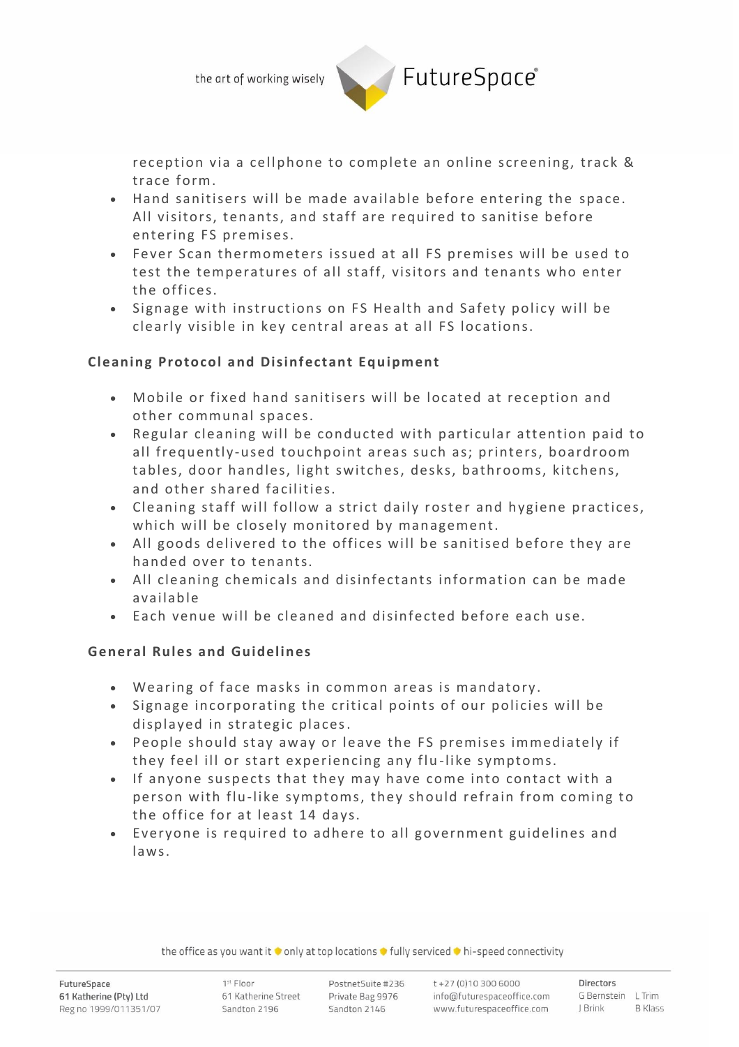reception via a cellphone to complete an online screening, track & trace form.

- Hand sanitisers will be made available before entering the space. All visitors, tenants, and staff are required to sanitise before entering FS premises.
- Fever Scan thermometers issued at all FS premises will be used to test the temperatures of all staff, visitors and tenants who enter the offices.
- Signage with instructions on FS Health and Safety policy will be clearly visible in key central areas at all FS locations.

**Cleaning Protocol and Disinfectant Equipment**

- Mobile or fixed hand sanitisers will be located at reception and other communal spaces.
- Regular cleaning will be conducted with particular attention paid to all frequently-used touchpoint areas such as; printers, boardroom tables, door handles, light switches, desks, bathrooms, kitchens, and other shared facilities.
- Cleaning staff will follow a strict daily roster and hygiene practices, which will be closely monitored by management.
- All goods delivered to the offices will be sanitised before they are handed over to tenants.
- All cleaning chemicals and disinfectants information can be made available
- Each venue will be cleaned and disinfected before each use.

**General Rules and Guidelines**

- Wearing of face masks in common areas is mandatory.
- Signage incorporating the critical points of our policies will be displayed in strategic places.
- People should stay away or leave the FS premises immediately if they feel ill or start experiencing any flu-like symptoms.
- If anyone suspects that they may have come into contact with a person with flu-like symptoms, they should refrain from coming to the office for at least 14 days.
- Everyone is required to adhere to all government guidelines and laws.